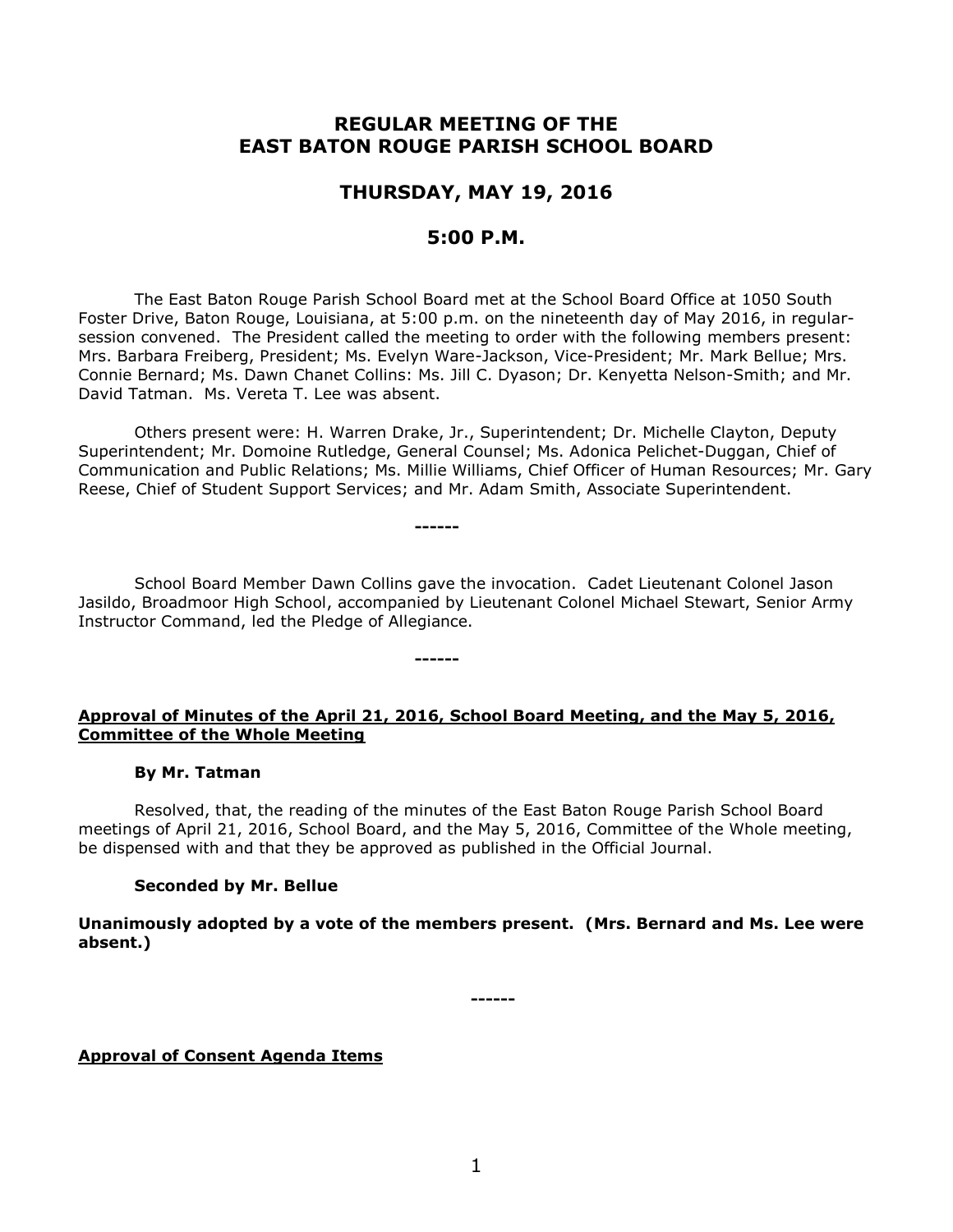# REGULAR MEETING OF THE EAST BATON ROUGE PARISH SCHOOL BOARD

## THURSDAY, MAY 19, 2016

## 5:00 P.M.

The East Baton Rouge Parish School Board met at the School Board Office at 1050 South Foster Drive, Baton Rouge, Louisiana, at 5:00 p.m. on the nineteenth day of May 2016, in regular-session convened. The President called the meeting to order with the following members present: Mrs. Barbara Freiberg, President; Ms. Evelyn Ware-Jackson, Vice-President; Mr. Mark Bellue; Mrs. Connie Bernard; Ms. Dawn Chanet Collins: Ms. Jill C. Dyason; Dr. Kenyetta Nelson-Smith; and Mr. David Tatman. Ms. Vereta T. Lee was absent.

Others present were: H. Warren Drake, Jr., Superintendent; Dr. Michelle Clayton, Deputy Superintendent; Mr. Domoine Rutledge, General Counsel; Ms. Adonica Pelichet-Duggan, Chief of Communication and Public Relations; Ms. Millie Williams, Chief Officer of Human Resources; Mr. Gary Reese, Chief of Student Support Services; and Mr. Adam Smith, Associate Superintendent.

------

School Board Member Dawn Collins gave the invocation. Cadet Lieutenant Colonel Jason Jasildo, Broadmoor High School, accompanied by Lieutenant Colonel Michael Stewart, Senior Army Instructor Command, led the Pledge of Allegiance.

------

**Approval of Minutes of the April 21, 2016, School Board Meeting, and the May 5, 2016, Committee of the Whole Meeting**

**By Mr. Tatman**

Resolved, that, the reading of the minutes of the East Baton Rouge Parish School Board meetings of April 21, 2016, School Board, and the May 5, 2016, Committee of the Whole meeting, be dispensed with and that they be approved as published in the Official Journal.

**Seconded by Mr. Bellue**

**Unanimously adopted by a vote of the members present. (Mrs. Bernard and Ms. Lee were absent.)**

------

**Approval of Consent Agenda Items**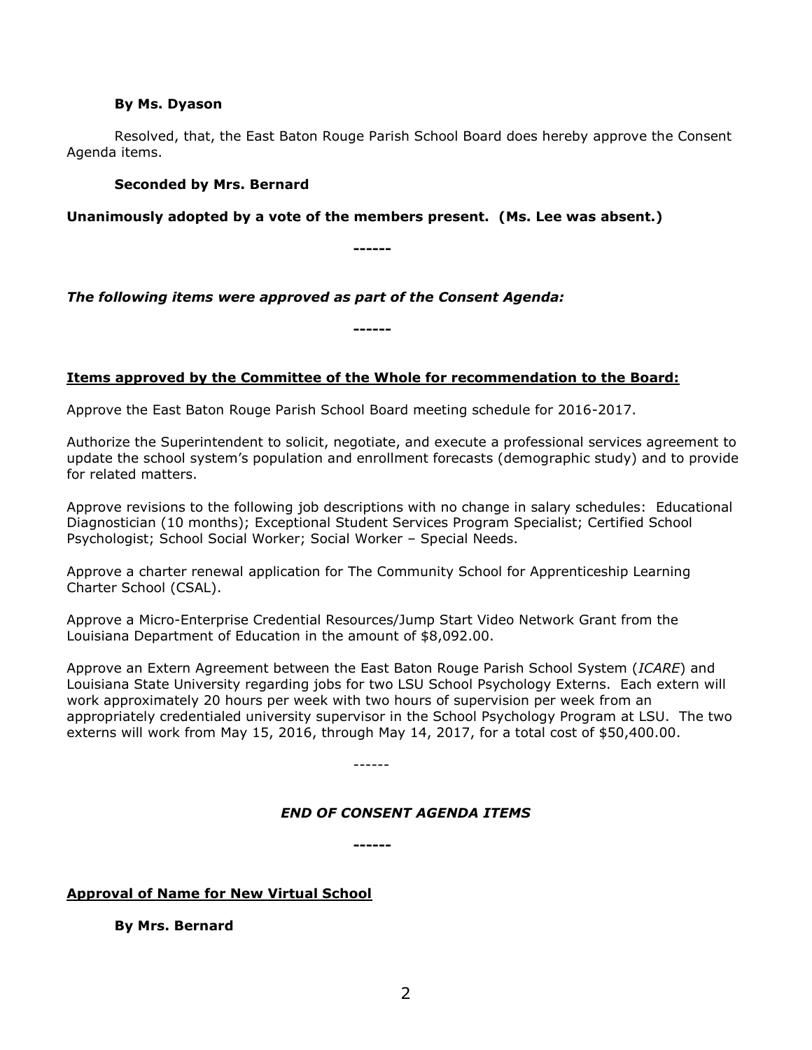**By Ms. Dyason**

Resolved, that, the East Baton Rouge Parish School Board does hereby approve the Consent Agenda items.

**Seconded by Mrs. Bernard**

**Unanimously adopted by a vote of the members present. (Ms. Lee was absent.)**

**------**

***The following items were approved as part of the Consent Agenda:***

**------**

**Items approved by the Committee of the Whole for recommendation to the Board:**

Approve the East Baton Rouge Parish School Board meeting schedule for 2016-2017.

Authorize the Superintendent to solicit, negotiate, and execute a professional services agreement to update the school system's population and enrollment forecasts (demographic study) and to provide for related matters.

Approve revisions to the following job descriptions with no change in salary schedules: Educational Diagnostician (10 months); Exceptional Student Services Program Specialist; Certified School Psychologist; School Social Worker; Social Worker – Special Needs.

Approve a charter renewal application for The Community School for Apprenticeship Learning Charter School (CSAL).

Approve a Micro-Enterprise Credential Resources/Jump Start Video Network Grant from the Louisiana Department of Education in the amount of $8,092.00.

Approve an Extern Agreement between the East Baton Rouge Parish School System (*ICARE*) and Louisiana State University regarding jobs for two LSU School Psychology Externs. Each extern will work approximately 20 hours per week with two hours of supervision per week from an appropriately credentialed university supervisor in the School Psychology Program at LSU. The two externs will work from May 15, 2016, through May 14, 2017, for a total cost of $50,400.00.

------

***END OF CONSENT AGENDA ITEMS***

**------**

**Approval of Name for New Virtual School**

**By Mrs. Bernard**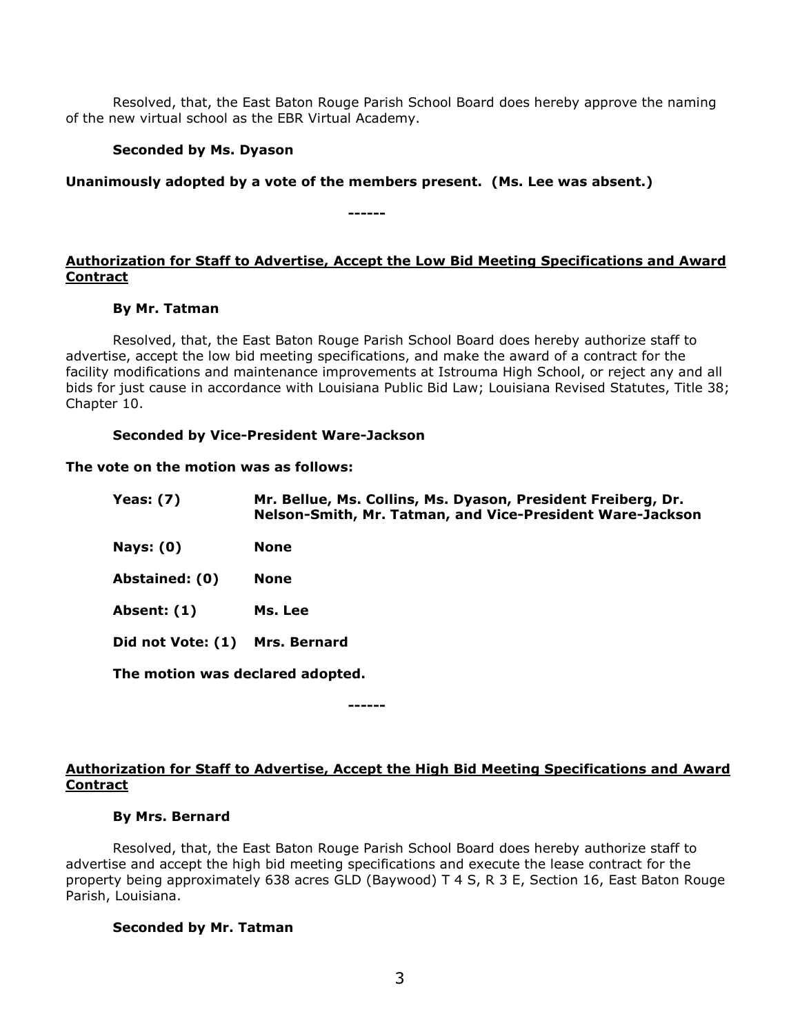Resolved, that, the East Baton Rouge Parish School Board does hereby approve the naming of the new virtual school as the EBR Virtual Academy.

**Seconded by Ms. Dyason**

**Unanimously adopted by a vote of the members present. (Ms. Lee was absent.)**

**------**

**Authorization for Staff to Advertise, Accept the Low Bid Meeting Specifications and Award Contract**

**By Mr. Tatman**

Resolved, that, the East Baton Rouge Parish School Board does hereby authorize staff to advertise, accept the low bid meeting specifications, and make the award of a contract for the facility modifications and maintenance improvements at Istrouma High School, or reject any and all bids for just cause in accordance with Louisiana Public Bid Law; Louisiana Revised Statutes, Title 38; Chapter 10.

**Seconded by Vice-President Ware-Jackson**

**The vote on the motion was as follows:**

| | |
|---|---|
| **Yeas: (7)** | **Mr. Bellue, Ms. Collins, Ms. Dyason, President Freiberg, Dr. Nelson-Smith, Mr. Tatman, and Vice-President Ware-Jackson** |
| **Nays: (0)** | **None** |
| **Abstained: (0)** | **None** |
| **Absent: (1)** | **Ms. Lee** |
| **Did not Vote: (1)** | **Mrs. Bernard** |

**The motion was declared adopted.**

**------**

**Authorization for Staff to Advertise, Accept the High Bid Meeting Specifications and Award Contract**

**By Mrs. Bernard**

Resolved, that, the East Baton Rouge Parish School Board does hereby authorize staff to advertise and accept the high bid meeting specifications and execute the lease contract for the property being approximately 638 acres GLD (Baywood) T 4 S, R 3 E, Section 16, East Baton Rouge Parish, Louisiana.

**Seconded by Mr. Tatman**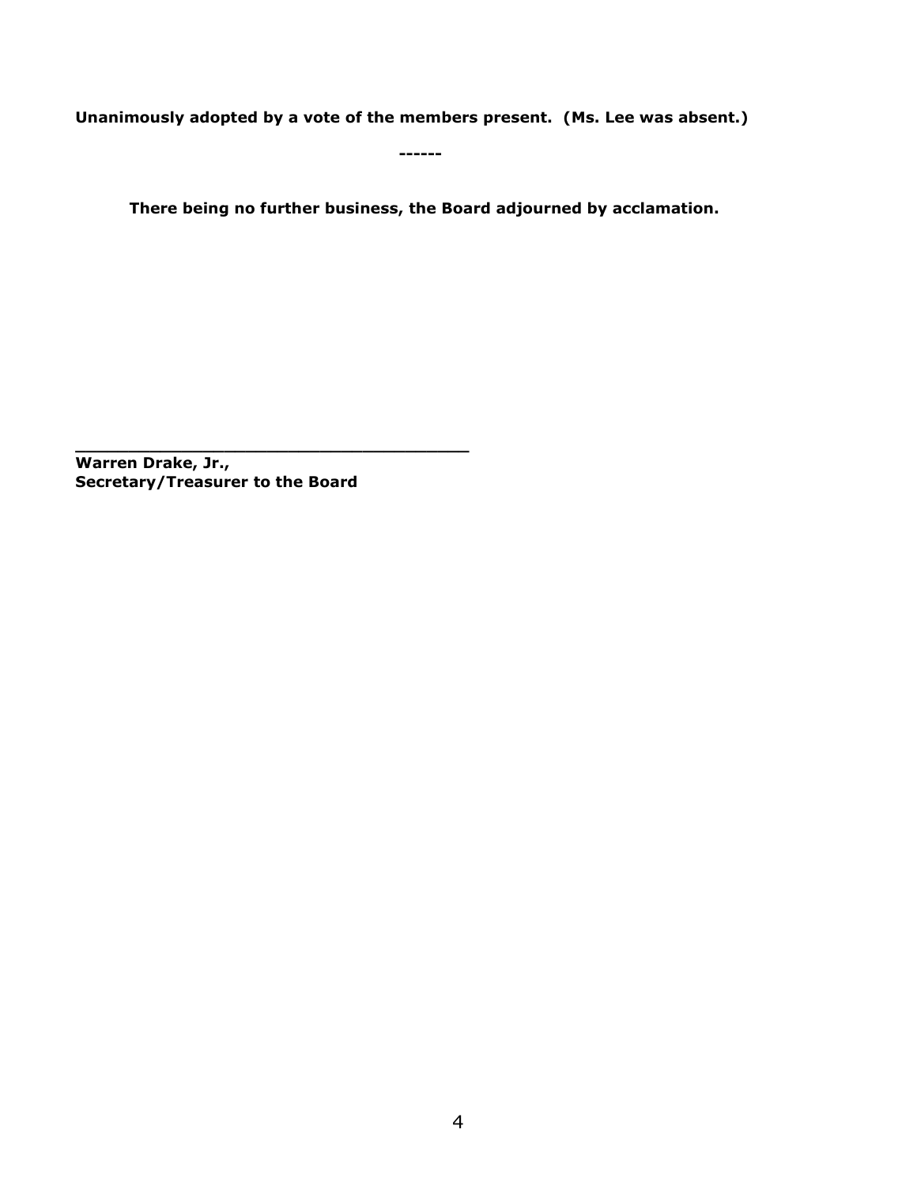**Unanimously adopted by a vote of the members present. (Ms. Lee was absent.)**

------

**There being no further business, the Board adjourned by acclamation.**

________________________________________
**Warren Drake, Jr.,**
**Secretary/Treasurer to the Board**